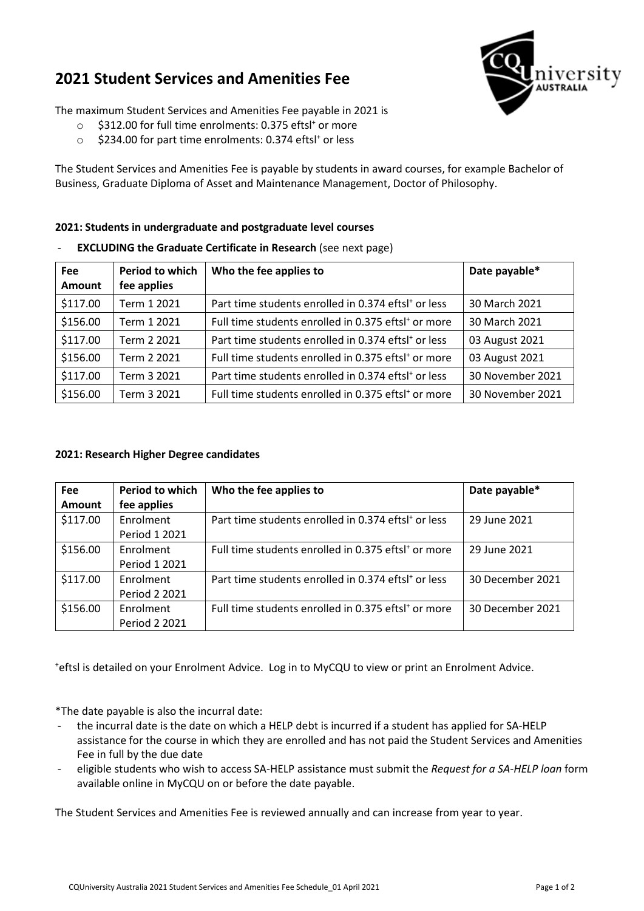# 2021 Student Services and Amenities Fee

The maximum Student Services and Amenities Fee payable in 2021 is

- $312.00 for full time enrolments: 0.375 eftsl+ or more
- $234.00 for part time enrolments: 0.374 eftsl+ or less

The Student Services and Amenities Fee is payable by students in award courses, for example Bachelor of Business, Graduate Diploma of Asset and Maintenance Management, Doctor of Philosophy.

**2021: Students in undergraduate and postgraduate level courses**

- **EXCLUDING the Graduate Certificate in Research** (see next page)

| Fee Amount | Period to which fee applies | Who the fee applies to | Date payable* |
|---|---|---|---|
| $117.00 | Term 1 2021 | Part time students enrolled in 0.374 eftsl+ or less | 30 March 2021 |
| $156.00 | Term 1 2021 | Full time students enrolled in 0.375 eftsl+ or more | 30 March 2021 |
| $117.00 | Term 2 2021 | Part time students enrolled in 0.374 eftsl+ or less | 03 August 2021 |
| $156.00 | Term 2 2021 | Full time students enrolled in 0.375 eftsl+ or more | 03 August 2021 |
| $117.00 | Term 3 2021 | Part time students enrolled in 0.374 eftsl+ or less | 30 November 2021 |
| $156.00 | Term 3 2021 | Full time students enrolled in 0.375 eftsl+ or more | 30 November 2021 |

**2021: Research Higher Degree candidates**

| Fee Amount | Period to which fee applies | Who the fee applies to | Date payable* |
|---|---|---|---|
| $117.00 | Enrolment Period 1 2021 | Part time students enrolled in 0.374 eftsl+ or less | 29 June 2021 |
| $156.00 | Enrolment Period 1 2021 | Full time students enrolled in 0.375 eftsl+ or more | 29 June 2021 |
| $117.00 | Enrolment Period 2 2021 | Part time students enrolled in 0.374 eftsl+ or less | 30 December 2021 |
| $156.00 | Enrolment Period 2 2021 | Full time students enrolled in 0.375 eftsl+ or more | 30 December 2021 |

+eftsl is detailed on your Enrolment Advice. Log in to MyCQU to view or print an Enrolment Advice.

*The date payable is also the incurral date:

- the incurral date is the date on which a HELP debt is incurred if a student has applied for SA-HELP assistance for the course in which they are enrolled and has not paid the Student Services and Amenities Fee in full by the due date
- eligible students who wish to access SA-HELP assistance must submit the *Request for a SA-HELP loan* form available online in MyCQU on or before the date payable.

The Student Services and Amenities Fee is reviewed annually and can increase from year to year.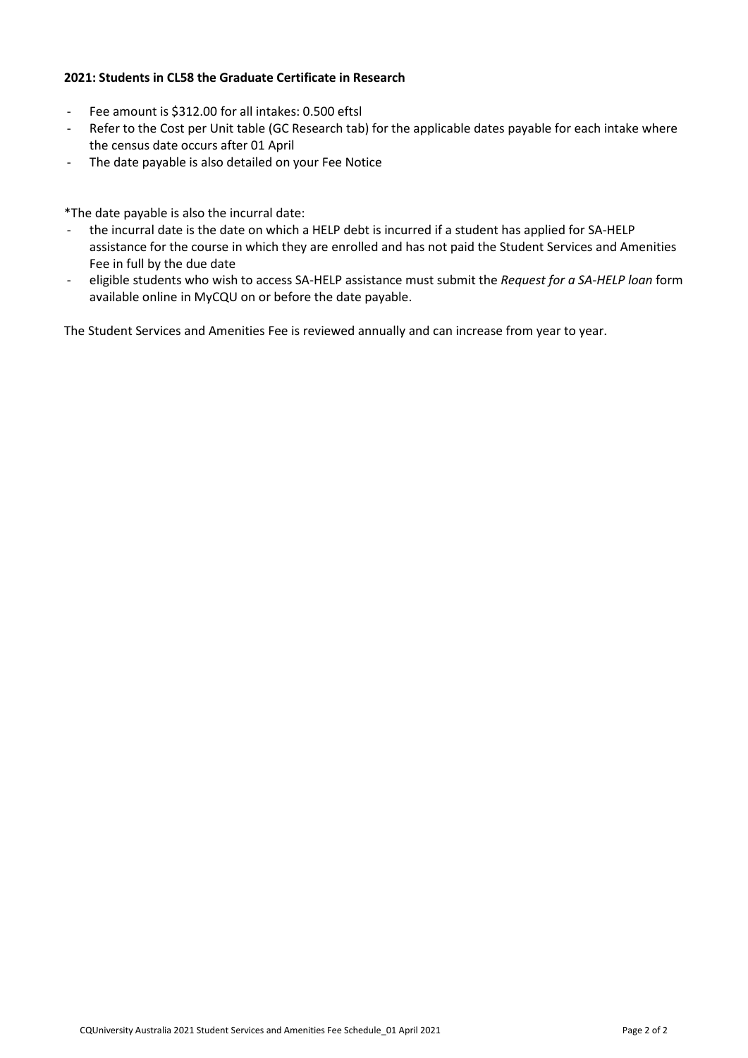**2021: Students in CL58 the Graduate Certificate in Research**

- Fee amount is $312.00 for all intakes: 0.500 eftsl
- Refer to the Cost per Unit table (GC Research tab) for the applicable dates payable for each intake where the census date occurs after 01 April
- The date payable is also detailed on your Fee Notice

*The date payable is also the incurral date:

- the incurral date is the date on which a HELP debt is incurred if a student has applied for SA-HELP assistance for the course in which they are enrolled and has not paid the Student Services and Amenities Fee in full by the due date
- eligible students who wish to access SA-HELP assistance must submit the *Request for a SA-HELP loan* form available online in MyCQU on or before the date payable.

The Student Services and Amenities Fee is reviewed annually and can increase from year to year.